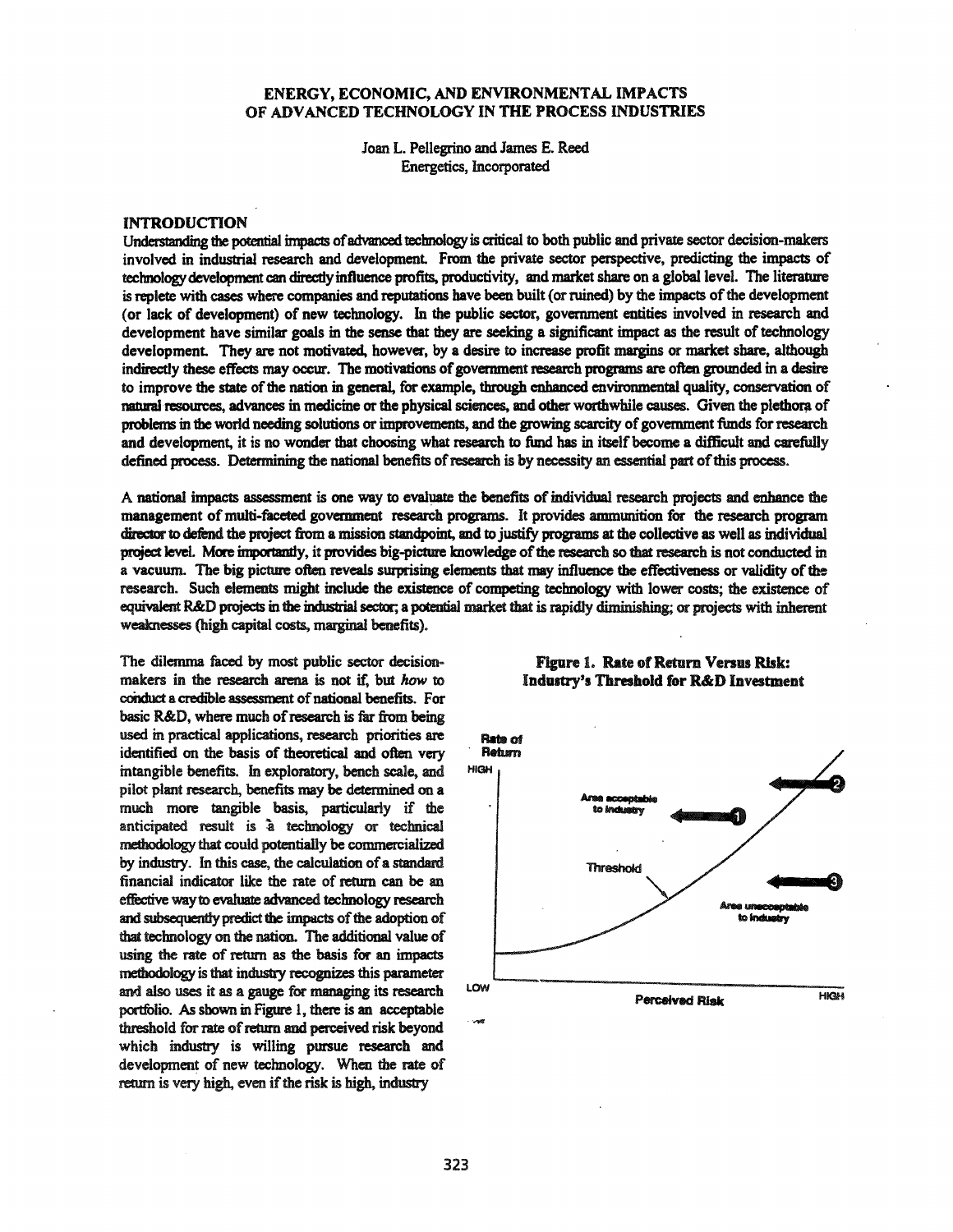# ENERGY, ECONOMIC, AND ENVIRONMENTAL IMPACTS OF ADVANCED TECHNOLOGY IN THE PROCESS INDUSTRIES

Joan L. Pellegrino and James E. Reed
Energetics, Incorporated

## INTRODUCTION

Understanding the potential impacts of advanced technology is critical to both public and private sector decision-makers involved in industrial research and development. From the private sector perspective, predicting the impacts of technology development can directly influence profits, productivity, and market share on a global level. The literature is replete with cases where companies and reputations have been built (or ruined) by the impacts of the development (or lack of development) of new technology. In the public sector, government entities involved in research and development have similar goals in the sense that they are seeking a significant impact as the result of technology development. They are not motivated, however, by a desire to increase profit margins or market share, although indirectly these effects may occur. The motivations of government research programs are often grounded in a desire to improve the state of the nation in general, for example, through enhanced environmental quality, conservation of natural resources, advances in medicine or the physical sciences, and other worthwhile causes. Given the plethora of problems in the world needing solutions or improvements, and the growing scarcity of government funds for research and development, it is no wonder that choosing what research to fund has in itself become a difficult and carefully defined process. Determining the national benefits of research is by necessity an essential part of this process.

A national impacts assessment is one way to evaluate the benefits of individual research projects and enhance the management of multi-faceted government research programs. It provides ammunition for the research program director to defend the project from a mission standpoint, and to justify programs at the collective as well as individual project level. More importantly, it provides big-picture knowledge of the research so that research is not conducted in a vacuum. The big picture often reveals surprising elements that may influence the effectiveness or validity of the research. Such elements might include the existence of competing technology with lower costs; the existence of equivalent R&D projects in the industrial sector; a potential market that is rapidly diminishing; or projects with inherent weaknesses (high capital costs, marginal benefits).

The dilemma faced by most public sector decision-makers in the research arena is not if, but *how* to conduct a credible assessment of national benefits. For basic R&D, where much of research is far from being used in practical applications, research priorities are identified on the basis of theoretical and often very intangible benefits. In exploratory, bench scale, and pilot plant research, benefits may be determined on a much more tangible basis, particularly if the anticipated result is a technology or technical methodology that could potentially be commercialized by industry. In this case, the calculation of a standard financial indicator like the rate of return can be an effective way to evaluate advanced technology research and subsequently predict the impacts of the adoption of that technology on the nation. The additional value of using the rate of return as the basis for an impacts methodology is that industry recognizes this parameter and also uses it as a gauge for managing its research portfolio. As shown in Figure 1, there is an acceptable threshold for rate of return and perceived risk beyond which industry is willing pursue research and development of new technology. When the rate of return is very high, even if the risk is high, industry

**Figure 1. Rate of Return Versus Risk: Industry's Threshold for R&D Investment**

Rate of Return: LOW – HIGH; Perceived Risk: LOW – HIGH. Labels: Area acceptable to industry (1), (2); Threshold; Area unacceptable to industry (3).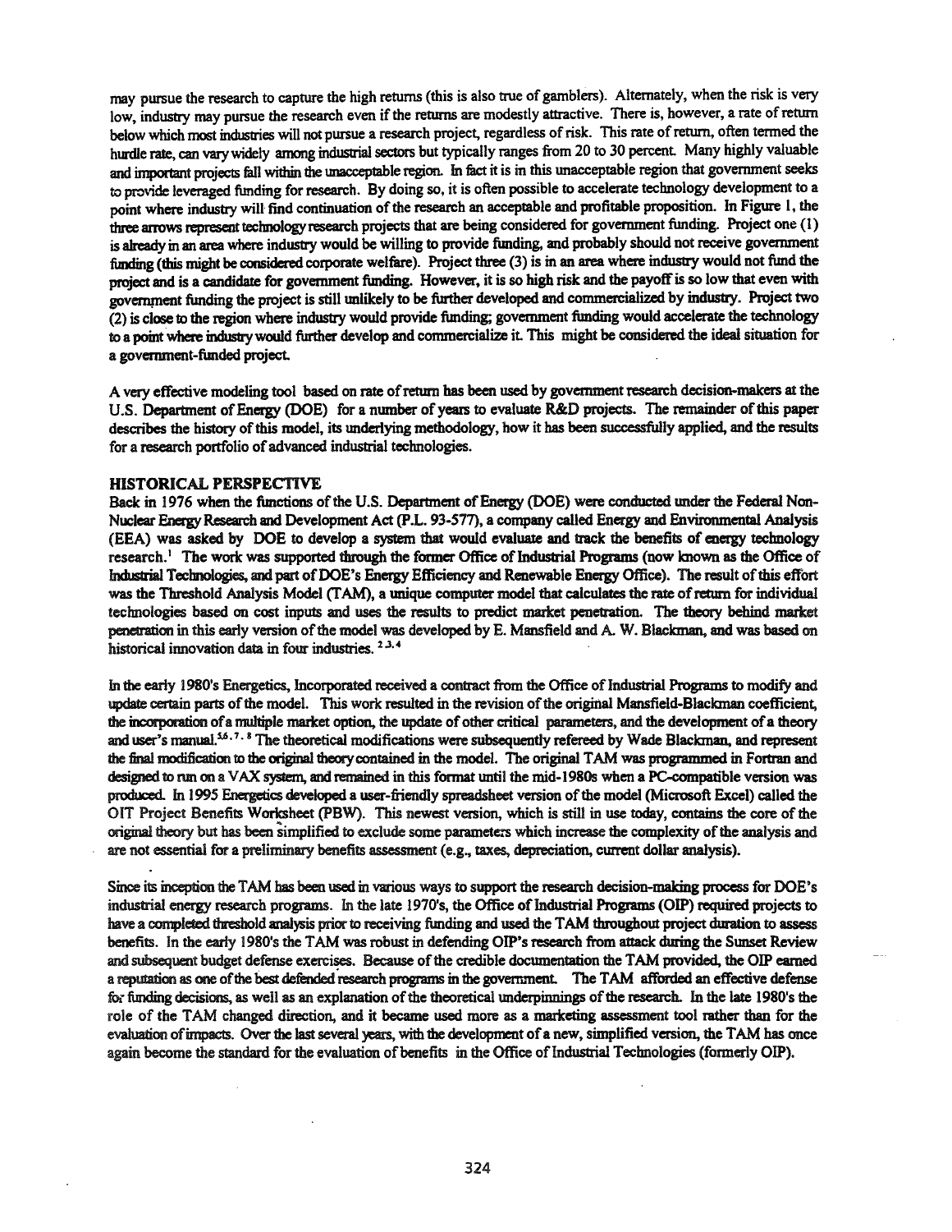may pursue the research to capture the high returns (this is also true of gamblers). Alternately, when the risk is very low, industry may pursue the research even if the returns are modestly attractive. There is, however, a rate of return below which most industries will not pursue a research project, regardless of risk. This rate of return, often termed the hurdle rate, can vary widely among industrial sectors but typically ranges from 20 to 30 percent. Many highly valuable and important projects fall within the unacceptable region. In fact it is in this unacceptable region that government seeks to provide leveraged funding for research. By doing so, it is often possible to accelerate technology development to a point where industry will find continuation of the research an acceptable and profitable proposition. In Figure 1, the three arrows represent technology research projects that are being considered for government funding. Project one (1) is already in an area where industry would be willing to provide funding, and probably should not receive government funding (this might be considered corporate welfare). Project three (3) is in an area where industry would not fund the project and is a candidate for government funding. However, it is so high risk and the payoff is so low that even with government funding the project is still unlikely to be further developed and commercialized by industry. Project two (2) is close to the region where industry would provide funding; government funding would accelerate the technology to a point where industry would further develop and commercialize it. This might be considered the ideal situation for a government-funded project.

A very effective modeling tool based on rate of return has been used by government research decision-makers at the U.S. Department of Energy (DOE) for a number of years to evaluate R&D projects. The remainder of this paper describes the history of this model, its underlying methodology, how it has been successfully applied, and the results for a research portfolio of advanced industrial technologies.

## HISTORICAL PERSPECTIVE

Back in 1976 when the functions of the U.S. Department of Energy (DOE) were conducted under the Federal Non-Nuclear Energy Research and Development Act (P.L. 93-577), a company called Energy and Environmental Analysis (EEA) was asked by DOE to develop a system that would evaluate and track the benefits of energy technology research.[1] The work was supported through the former Office of Industrial Programs (now known as the Office of Industrial Technologies, and part of DOE's Energy Efficiency and Renewable Energy Office). The result of this effort was the Threshold Analysis Model (TAM), a unique computer model that calculates the rate of return for individual technologies based on cost inputs and uses the results to predict market penetration. The theory behind market penetration in this early version of the model was developed by E. Mansfield and A. W. Blackman, and was based on historical innovation data in four industries.[2,3,4]

In the early 1980's Energetics, Incorporated received a contract from the Office of Industrial Programs to modify and update certain parts of the model. This work resulted in the revision of the original Mansfield-Blackman coefficient, the incorporation of a multiple market option, the update of other critical parameters, and the development of a theory and user's manual.[5,6,7,8] The theoretical modifications were subsequently refereed by Wade Blackman, and represent the final modification to the original theory contained in the model. The original TAM was programmed in Fortran and designed to run on a VAX system, and remained in this format until the mid-1980s when a PC-compatible version was produced. In 1995 Energetics developed a user-friendly spreadsheet version of the model (Microsoft Excel) called the OIT Project Benefits Worksheet (PBW). This newest version, which is still in use today, contains the core of the original theory but has been simplified to exclude some parameters which increase the complexity of the analysis and are not essential for a preliminary benefits assessment (e.g., taxes, depreciation, current dollar analysis).

Since its inception the TAM has been used in various ways to support the research decision-making process for DOE's industrial energy research programs. In the late 1970's, the Office of Industrial Programs (OIP) required projects to have a completed threshold analysis prior to receiving funding and used the TAM throughout project duration to assess benefits. In the early 1980's the TAM was robust in defending OIP's research from attack during the Sunset Review and subsequent budget defense exercises. Because of the credible documentation the TAM provided, the OIP earned a reputation as one of the best defended research programs in the government. The TAM afforded an effective defense for funding decisions, as well as an explanation of the theoretical underpinnings of the research. In the late 1980's the role of the TAM changed direction, and it became used more as a marketing assessment tool rather than for the evaluation of impacts. Over the last several years, with the development of a new, simplified version, the TAM has once again become the standard for the evaluation of benefits in the Office of Industrial Technologies (formerly OIP).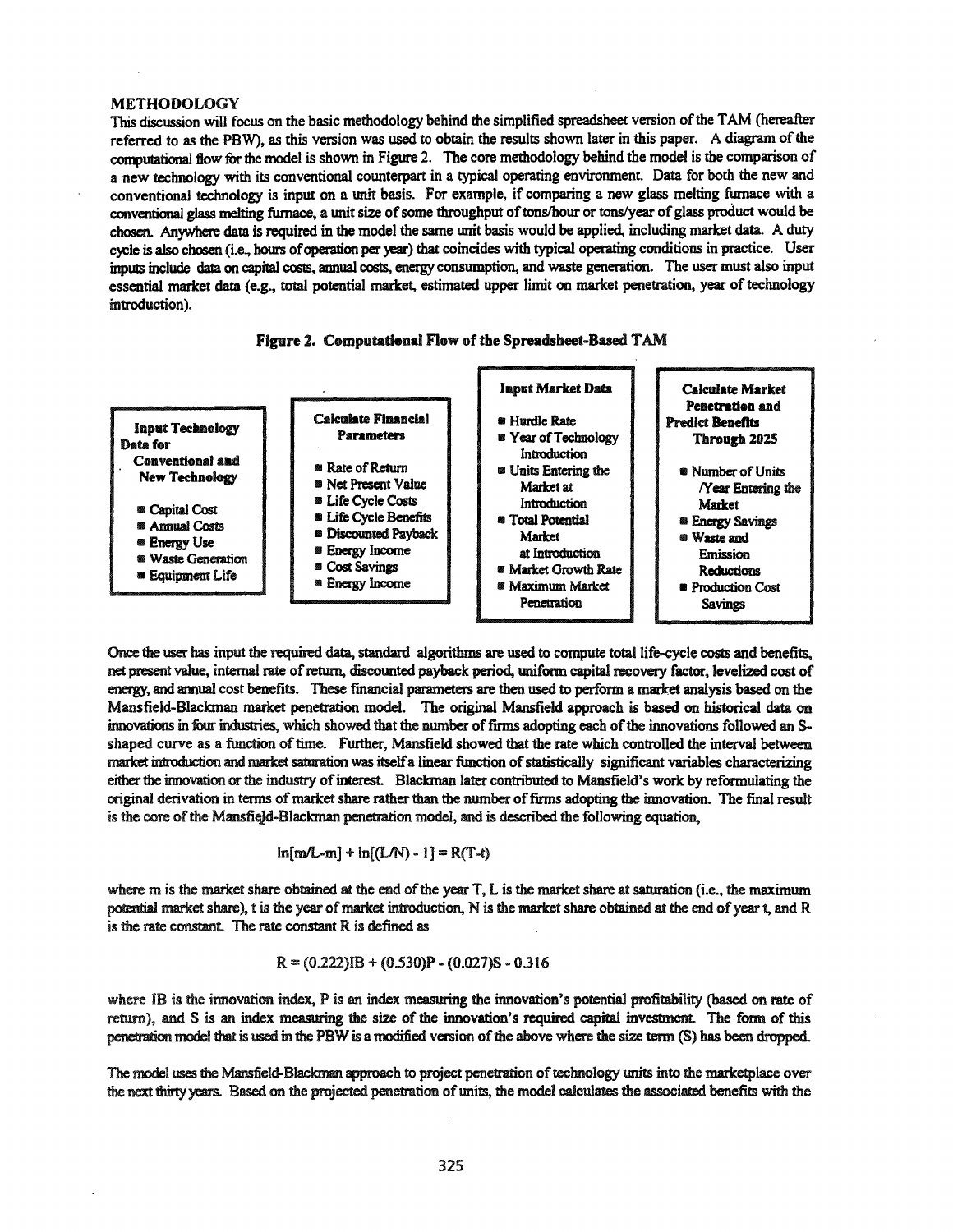## METHODOLOGY

This discussion will focus on the basic methodology behind the simplified spreadsheet version of the TAM (hereafter referred to as the PBW), as this version was used to obtain the results shown later in this paper. A diagram of the computational flow for the model is shown in Figure 2. The core methodology behind the model is the comparison of a new technology with its conventional counterpart in a typical operating environment. Data for both the new and conventional technology is input on a unit basis. For example, if comparing a new glass melting furnace with a conventional glass melting furnace, a unit size of some throughput of tons/hour or tons/year of glass product would be chosen. Anywhere data is required in the model the same unit basis would be applied, including market data. A duty cycle is also chosen (i.e., hours of operation per year) that coincides with typical operating conditions in practice. User inputs include data on capital costs, annual costs, energy consumption, and waste generation. The user must also input essential market data (e.g., total potential market, estimated upper limit on market penetration, year of technology introduction).

**Figure 2. Computational Flow of the Spreadsheet-Based TAM**

**Input Technology Data for Conventional and New Technology**

- Capital Cost
- Annual Costs
- Energy Use
- Waste Generation
- Equipment Life

**Calculate Financial Parameters**

- Rate of Return
- Net Present Value
- Life Cycle Costs
- Life Cycle Benefits
- Discounted Payback
- Energy Income
- Cost Savings
- Energy Income

**Input Market Data**

- Hurdle Rate
- Year of Technology Introduction
- Units Entering the Market at Introduction
- Total Potential Market at Introduction
- Market Growth Rate
- Maximum Market Penetration

**Calculate Market Penetration and Predict Benefits Through 2025**

- Number of Units /Year Entering the Market
- Energy Savings
- Waste and Emission Reductions
- Production Cost Savings

Once the user has input the required data, standard algorithms are used to compute total life-cycle costs and benefits, net present value, internal rate of return, discounted payback period, uniform capital recovery factor, levelized cost of energy, and annual cost benefits. These financial parameters are then used to perform a market analysis based on the Mansfield-Blackman market penetration model. The original Mansfield approach is based on historical data on innovations in four industries, which showed that the number of firms adopting each of the innovations followed an S-shaped curve as a function of time. Further, Mansfield showed that the rate which controlled the interval between market introduction and market saturation was itself a linear function of statistically significant variables characterizing either the innovation or the industry of interest. Blackman later contributed to Mansfield's work by reformulating the original derivation in terms of market share rather than the number of firms adopting the innovation. The final result is the core of the Mansfield-Blackman penetration model, and is described the following equation,

$$\ln[m/L-m] + \ln[(L/N) - 1] = R(T-t)$$

where m is the market share obtained at the end of the year T, L is the market share at saturation (i.e., the maximum potential market share), t is the year of market introduction, N is the market share obtained at the end of year t, and R is the rate constant. The rate constant R is defined as

$$R = (0.222)IB + (0.530)P - (0.027)S - 0.316$$

where IB is the innovation index, P is an index measuring the innovation's potential profitability (based on rate of return), and S is an index measuring the size of the innovation's required capital investment. The form of this penetration model that is used in the PBW is a modified version of the above where the size term (S) has been dropped.

The model uses the Mansfield-Blackman approach to project penetration of technology units into the marketplace over the next thirty years. Based on the projected penetration of units, the model calculates the associated benefits with the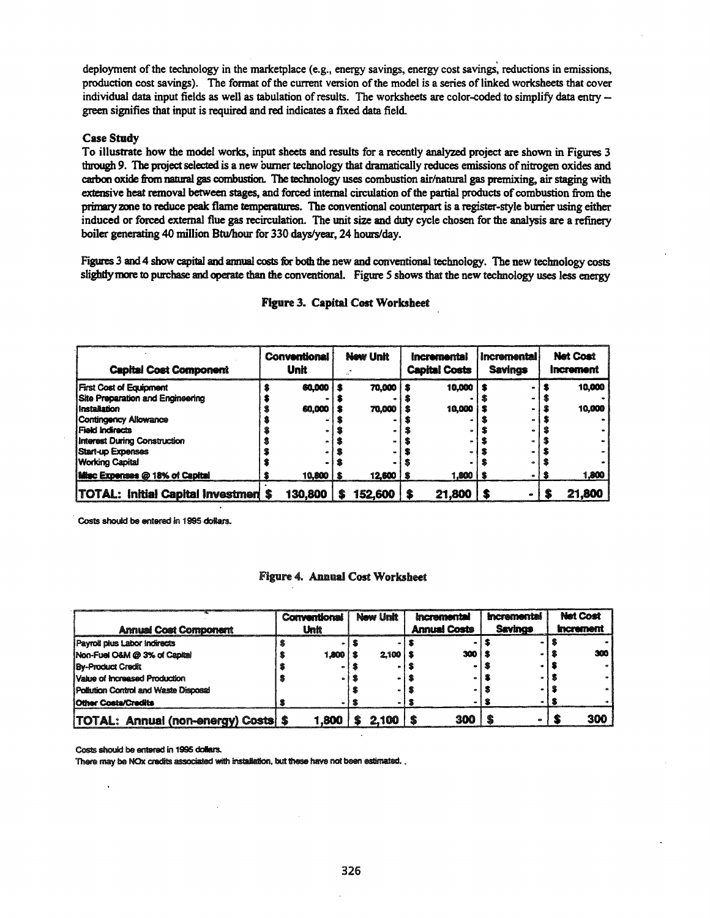deployment of the technology in the marketplace (e.g., energy savings, energy cost savings, reductions in emissions, production cost savings). The format of the current version of the model is a series of linked worksheets that cover individual data input fields as well as tabulation of results. The worksheets are color-coded to simplify data entry – green signifies that input is required and red indicates a fixed data field.

**Case Study**

To illustrate how the model works, input sheets and results for a recently analyzed project are shown in Figures 3 through 9. The project selected is a new burner technology that dramatically reduces emissions of nitrogen oxides and carbon oxide from natural gas combustion. The technology uses combustion air/natural gas premixing, air staging with extensive heat removal between stages, and forced internal circulation of the partial products of combustion from the primary zone to reduce peak flame temperatures. The conventional counterpart is a register-style burner using either induced or forced external flue gas recirculation. The unit size and duty cycle chosen for the analysis are a refinery boiler generating 40 million Btu/hour for 330 days/year, 24 hours/day.

Figures 3 and 4 show capital and annual costs for both the new and conventional technology. The new technology costs slightly more to purchase and operate than the conventional. Figure 5 shows that the new technology uses less energy

**Figure 3. Capital Cost Worksheet**

| Capital Cost Component | Conventional Unit | New Unit | Incremental Capital Costs | Incremental Savings | Net Cost Increment |
|---|---|---|---|---|---|
| First Cost of Equipment | $ 60,000 | $ 70,000 | $ 10,000 | $ - | $ 10,000 |
| Site Preparation and Engineering | $ - | $ - | $ - | $ - | $ - |
| Installation | $ 60,000 | $ 70,000 | $ 10,000 | $ - | $ 10,000 |
| Contingency Allowance | $ - | $ - | $ - | $ - | $ - |
| Field Indirects | $ - | $ - | $ - | $ - | $ - |
| Interest During Construction | $ - | $ - | $ - | $ - | $ - |
| Start-up Expenses | $ - | $ - | $ - | $ - | $ - |
| Working Capital | $ - | $ - | $ - | $ - | $ - |
| Misc Expenses @ 18% of Capital | $ 10,800 | $ 12,600 | $ 1,800 | $ - | $ 1,800 |
| **TOTAL: Initial Capital Investment** | **$ 130,800** | **$ 152,600** | **$ 21,800** | **$ -** | **$ 21,800** |

Costs should be entered in 1995 dollars.

**Figure 4. Annual Cost Worksheet**

| Annual Cost Component | Conventional Unit | New Unit | Incremental Annual Costs | Incremental Savings | Net Cost Increment |
|---|---|---|---|---|---|
| Payroll plus Labor Indirects | $ - | $ - | $ - | $ - | $ - |
| Non-Fuel O&M @ 3% of Capital | $ 1,800 | $ 2,100 | $ 300 | $ - | $ 300 |
| By-Product Credit | $ - | $ - | $ - | $ - | $ - |
| Value of Increased Production | $ - | $ - | $ - | $ - | $ - |
| Pollution Control and Waste Disposal | | $ - | $ - | $ - | $ - |
| Other Costs/Credits | $ - | $ - | $ - | $ - | $ - |
| **TOTAL: Annual (non-energy) Costs** | **$ 1,800** | **$ 2,100** | **$ 300** | **$ -** | **$ 300** |

Costs should be entered in 1995 dollars.

There may be NOx credits associated with installation, but these have not been estimated.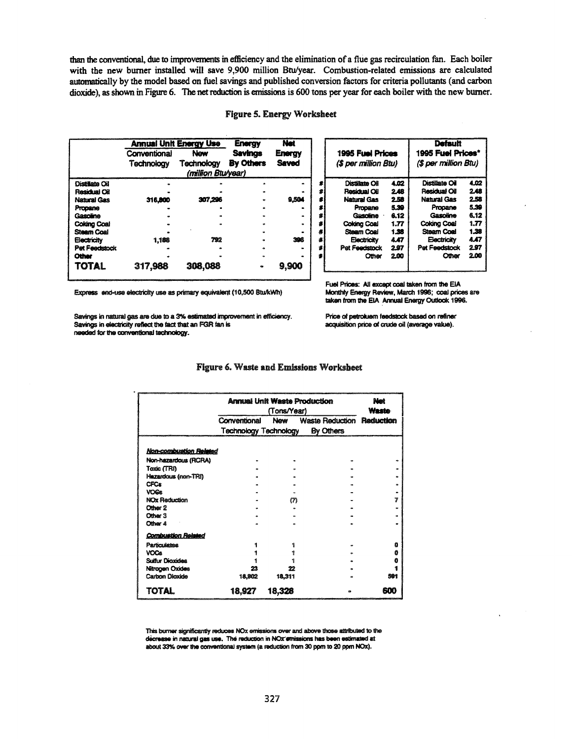than the conventional, due to improvements in efficiency and the elimination of a flue gas recirculation fan. Each boiler with the new burner installed will save 9,900 million Btu/year. Combustion-related emissions are calculated automatically by the model based on fuel savings and published conversion factors for criteria pollutants (and carbon dioxide), as shown in Figure 6. The net reduction is emissions is 600 tons per year for each boiler with the new burner.

**Figure 5. Energy Worksheet**

| | Annual Unit Energy Use | | Energy Savings By Others | Net Energy Saved |
|---|---|---|---|---|
| | Conventional Technology | New Technology | | |
| | (million Btu/year) | | | |
| Distillate Oil | - | - | - | - |
| Residual Oil | - | - | - | - |
| Natural Gas | 316,800 | 307,296 | - | 9,504 |
| Propane | - | - | - | - |
| Gasoline | - | - | - | - |
| Coking Coal | - | - | - | - |
| Steam Coal | - | - | - | - |
| Electricity | 1,188 | 792 | - | 396 |
| Pet Feedstock | - | - | - | - |
| Other | - | - | - | - |
| **TOTAL** | **317,988** | **308,088** | **-** | **9,900** |

Express end-use electricity use as primary equivalent (10,500 Btu/kWh)

Savings in natural gas are due to a 3% estimated improvement in efficiency. Savings in electricity reflect the fact that an FGR fan is needed for the conventional technology.

| 1995 Fuel Prices ($ per million Btu) | | Default 1995 Fuel Prices* ($ per million Btu) | |
|---|---|---|---|
| Distillate Oil | 4.02 | Distillate Oil | 4.02 |
| Residual Oil | 2.48 | Residual Oil | 2.48 |
| Natural Gas | 2.58 | Natural Gas | 2.58 |
| Propane | 5.39 | Propane | 5.39 |
| Gasoline | 6.12 | Gasoline | 6.12 |
| Coking Coal | 1.77 | Coking Coal | 1.77 |
| Steam Coal | 1.38 | Steam Coal | 1.38 |
| Electricity | 4.47 | Electricity | 4.47 |
| Pet Feedstock | 2.97 | Pet Feedstock | 2.97 |
| Other | 2.00 | Other | 2.00 |

Fuel Prices: All except coal taken from the EIA Monthly Energy Review, March 1996; coal prices are taken from the EIA Annual Energy Outlook 1996.

Price of petroleum feedstock based on refiner acquisition price of crude oil (average value).

**Figure 6. Waste and Emissions Worksheet**

| | Annual Unit Waste Production (Tons/Year) | | | Net Waste Reduction |
|---|---|---|---|---|
| | Conventional Technology | New Technology | Waste Reduction By Others | |
| *Non-combustion Related* | | | | |
| Non-hazardous (RCRA) | - | - | - | - |
| Toxic (TRI) | - | - | - | - |
| Hazardous (non-TRI) | - | - | - | - |
| CFCs | - | - | - | - |
| VOCs | - | - | - | - |
| NOx Reduction | - | (7) | - | 7 |
| Other 2 | - | - | - | - |
| Other 3 | - | - | - | - |
| Other 4 | - | - | - | - |
| *Combustion Related* | | | | |
| Particulates | 1 | 1 | - | 0 |
| VOCs | 1 | 1 | - | 0 |
| Sulfur Dioxides | 1 | 1 | - | 0 |
| Nitrogen Oxides | 23 | 22 | - | 1 |
| Carbon Dioxide | 18,902 | 18,311 | - | 591 |
| **TOTAL** | **18,927** | **18,328** | **-** | **600** |

This burner significantly reduces NOx emissions over and above those attributed to the decrease in natural gas use. The reduction in NOx emissions has been estimated at about 33% over the conventional system (a reduction from 30 ppm to 20 ppm NOx).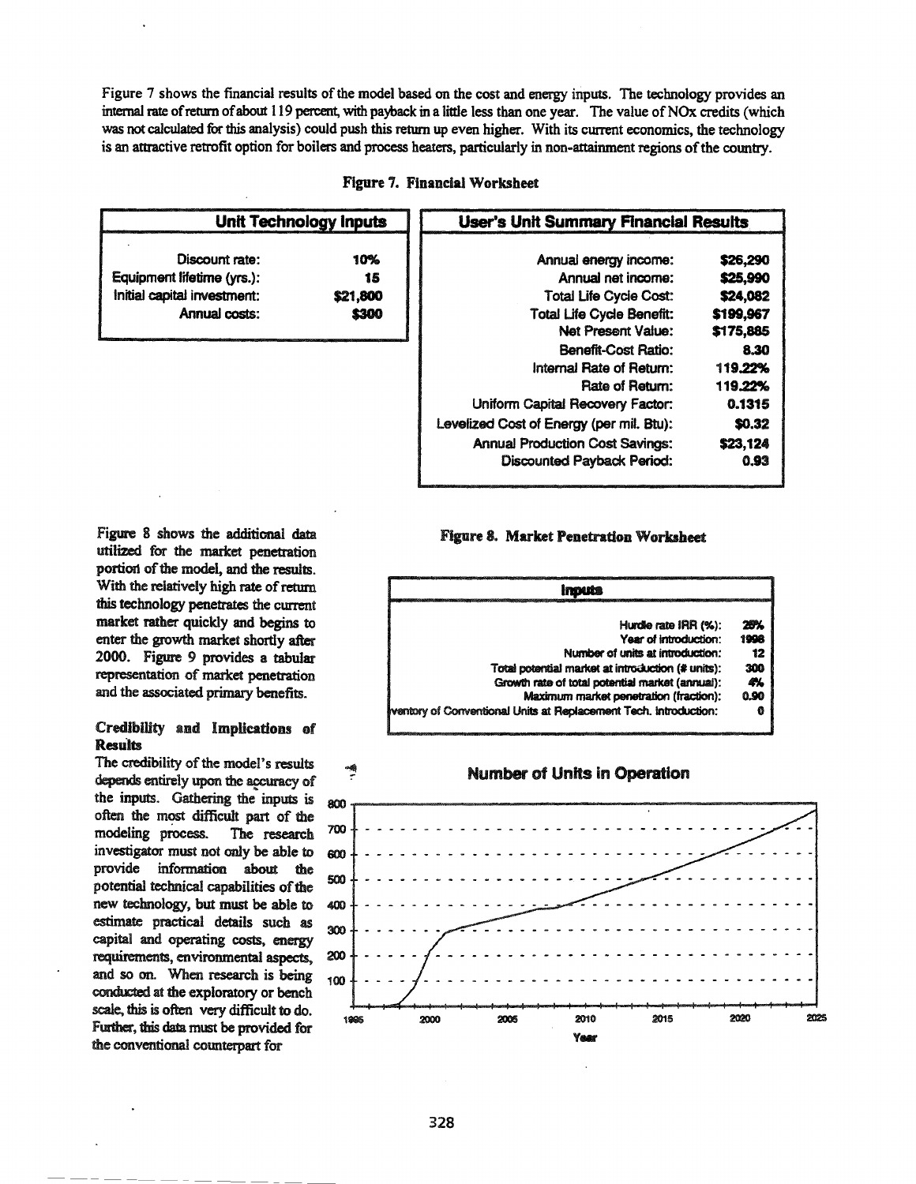Figure 7 shows the financial results of the model based on the cost and energy inputs. The technology provides an internal rate of return of about 119 percent, with payback in a little less than one year. The value of NOx credits (which was not calculated for this analysis) could push this return up even higher. With its current economics, the technology is an attractive retrofit option for boilers and process heaters, particularly in non-attainment regions of the country.

**Figure 7. Financial Worksheet**

| Unit Technology Inputs | |
|---|---|
| Discount rate: | 10% |
| Equipment lifetime (yrs.): | 15 |
| Initial capital investment: | $21,800 |
| Annual costs: | $300 |

| User's Unit Summary Financial Results | |
|---|---|
| Annual energy income: | $26,290 |
| Annual net income: | $25,990 |
| Total Life Cycle Cost: | $24,082 |
| Total Life Cycle Benefit: | $199,967 |
| Net Present Value: | $175,885 |
| Benefit-Cost Ratio: | 8.30 |
| Internal Rate of Return: | 119.22% |
| Rate of Return: | 119.22% |
| Uniform Capital Recovery Factor: | 0.1315 |
| Levelized Cost of Energy (per mil. Btu): | $0.32 |
| Annual Production Cost Savings: | $23,124 |
| Discounted Payback Period: | 0.93 |

Figure 8 shows the additional data utilized for the market penetration portion of the model, and the results. With the relatively high rate of return this technology penetrates the current market rather quickly and begins to enter the growth market shortly after 2000. Figure 9 provides a tabular representation of market penetration and the associated primary benefits.

**Figure 8. Market Penetration Worksheet**

| Inputs | |
|---|---|
| Hurdle rate IRR (%): | 25% |
| Year of introduction: | 1998 |
| Number of units at introduction: | 12 |
| Total potential market at introduction (# units): | 300 |
| Growth rate of total potential market (annual): | 4% |
| Maximum market penetration (fraction): | 0.90 |
| Inventory of Conventional Units at Replacement Tech. Introduction: | 0 |

**Number of Units in Operation**

### Credibility and Implications of Results

The credibility of the model's results depends entirely upon the accuracy of the inputs. Gathering the inputs is often the most difficult part of the modeling process. The research investigator must not only be able to provide information about the potential technical capabilities of the new technology, but must be able to estimate practical details such as capital and operating costs, energy requirements, environmental aspects, and so on. When research is being conducted at the exploratory or bench scale, this is often very difficult to do. Further, this data must be provided for the conventional counterpart for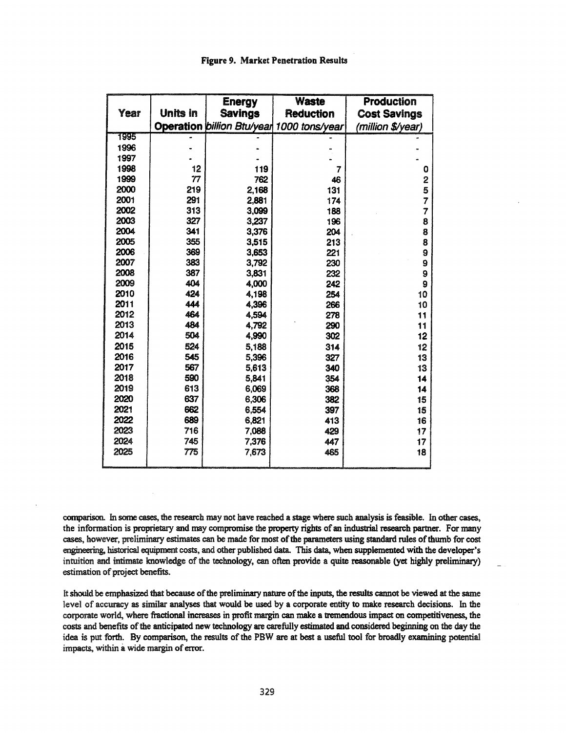**Figure 9. Market Penetration Results**

| Year | Units in Operation | Energy Savings *billion Btu/year* | Waste Reduction *1000 tons/year* | Production Cost Savings *(million $/year)* |
|---|---|---|---|---|
| 1995 | - | - | - | - |
| 1996 | - | - | - | - |
| 1997 | - | - | - | - |
| 1998 | 12 | 119 | 7 | 0 |
| 1999 | 77 | 762 | 46 | 2 |
| 2000 | 219 | 2,168 | 131 | 5 |
| 2001 | 291 | 2,881 | 174 | 7 |
| 2002 | 313 | 3,099 | 188 | 7 |
| 2003 | 327 | 3,237 | 196 | 8 |
| 2004 | 341 | 3,376 | 204 | 8 |
| 2005 | 355 | 3,515 | 213 | 8 |
| 2006 | 369 | 3,653 | 221 | 9 |
| 2007 | 383 | 3,792 | 230 | 9 |
| 2008 | 387 | 3,831 | 232 | 9 |
| 2009 | 404 | 4,000 | 242 | 9 |
| 2010 | 424 | 4,198 | 254 | 10 |
| 2011 | 444 | 4,396 | 266 | 10 |
| 2012 | 464 | 4,594 | 278 | 11 |
| 2013 | 484 | 4,792 | 290 | 11 |
| 2014 | 504 | 4,990 | 302 | 12 |
| 2015 | 524 | 5,188 | 314 | 12 |
| 2016 | 545 | 5,396 | 327 | 13 |
| 2017 | 567 | 5,613 | 340 | 13 |
| 2018 | 590 | 5,841 | 354 | 14 |
| 2019 | 613 | 6,069 | 368 | 14 |
| 2020 | 637 | 6,306 | 382 | 15 |
| 2021 | 662 | 6,554 | 397 | 15 |
| 2022 | 689 | 6,821 | 413 | 16 |
| 2023 | 716 | 7,088 | 429 | 17 |
| 2024 | 745 | 7,376 | 447 | 17 |
| 2025 | 775 | 7,673 | 465 | 18 |

comparison. In some cases, the research may not have reached a stage where such analysis is feasible. In other cases, the information is proprietary and may compromise the property rights of an industrial research partner. For many cases, however, preliminary estimates can be made for most of the parameters using standard rules of thumb for cost engineering, historical equipment costs, and other published data. This data, when supplemented with the developer's intuition and intimate knowledge of the technology, can often provide a quite reasonable (yet highly preliminary) estimation of project benefits.

It should be emphasized that because of the preliminary nature of the inputs, the results cannot be viewed at the same level of accuracy as similar analyses that would be used by a corporate entity to make research decisions. In the corporate world, where fractional increases in profit margin can make a tremendous impact on competitiveness, the costs and benefits of the anticipated new technology are carefully estimated and considered beginning on the day the idea is put forth. By comparison, the results of the PBW are at best a useful tool for broadly examining potential impacts, within a wide margin of error.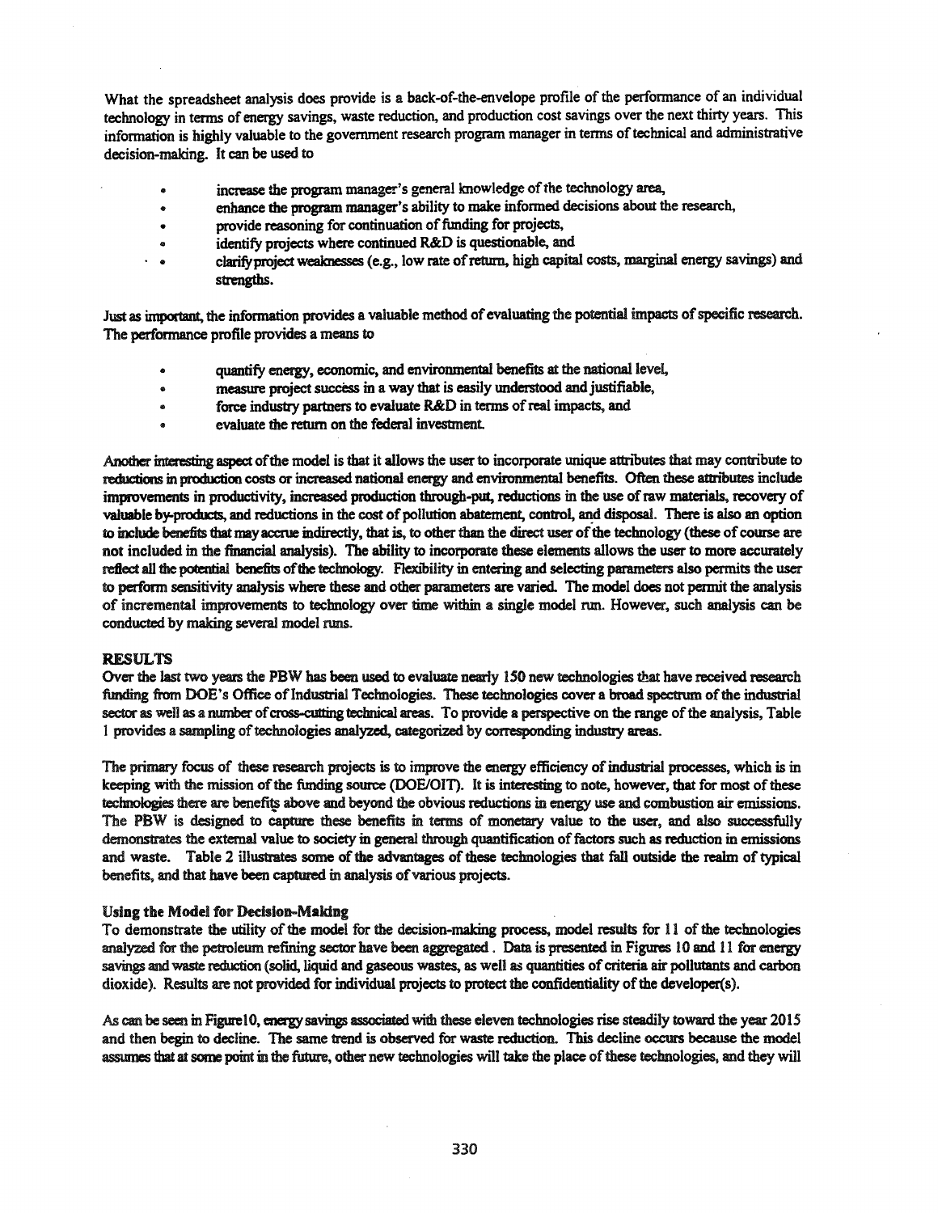What the spreadsheet analysis does provide is a back-of-the-envelope profile of the performance of an individual technology in terms of energy savings, waste reduction, and production cost savings over the next thirty years. This information is highly valuable to the government research program manager in terms of technical and administrative decision-making. It can be used to

- increase the program manager's general knowledge of the technology area,
- enhance the program manager's ability to make informed decisions about the research,
- provide reasoning for continuation of funding for projects,
- identify projects where continued R&D is questionable, and
- clarify project weaknesses (e.g., low rate of return, high capital costs, marginal energy savings) and strengths.

Just as important, the information provides a valuable method of evaluating the potential impacts of specific research. The performance profile provides a means to

- quantify energy, economic, and environmental benefits at the national level,
- measure project success in a way that is easily understood and justifiable,
- force industry partners to evaluate R&D in terms of real impacts, and
- evaluate the return on the federal investment.

Another interesting aspect of the model is that it allows the user to incorporate unique attributes that may contribute to reductions in production costs or increased national energy and environmental benefits. Often these attributes include improvements in productivity, increased production through-put, reductions in the use of raw materials, recovery of valuable by-products, and reductions in the cost of pollution abatement, control, and disposal. There is also an option to include benefits that may accrue indirectly, that is, to other than the direct user of the technology (these of course are not included in the financial analysis). The ability to incorporate these elements allows the user to more accurately reflect all the potential benefits of the technology. Flexibility in entering and selecting parameters also permits the user to perform sensitivity analysis where these and other parameters are varied. The model does not permit the analysis of incremental improvements to technology over time within a single model run. However, such analysis can be conducted by making several model runs.

## RESULTS

Over the last two years the PBW has been used to evaluate nearly 150 new technologies that have received research funding from DOE's Office of Industrial Technologies. These technologies cover a broad spectrum of the industrial sector as well as a number of cross-cutting technical areas. To provide a perspective on the range of the analysis, Table 1 provides a sampling of technologies analyzed, categorized by corresponding industry areas.

The primary focus of these research projects is to improve the energy efficiency of industrial processes, which is in keeping with the mission of the funding source (DOE/OIT). It is interesting to note, however, that for most of these technologies there are benefits above and beyond the obvious reductions in energy use and combustion air emissions. The PBW is designed to capture these benefits in terms of monetary value to the user, and also successfully demonstrates the external value to society in general through quantification of factors such as reduction in emissions and waste. Table 2 illustrates some of the advantages of these technologies that fall outside the realm of typical benefits, and that have been captured in analysis of various projects.

### Using the Model for Decision-Making

To demonstrate the utility of the model for the decision-making process, model results for 11 of the technologies analyzed for the petroleum refining sector have been aggregated. Data is presented in Figures 10 and 11 for energy savings and waste reduction (solid, liquid and gaseous wastes, as well as quantities of criteria air pollutants and carbon dioxide). Results are not provided for individual projects to protect the confidentiality of the developer(s).

As can be seen in Figure10, energy savings associated with these eleven technologies rise steadily toward the year 2015 and then begin to decline. The same trend is observed for waste reduction. This decline occurs because the model assumes that at some point in the future, other new technologies will take the place of these technologies, and they will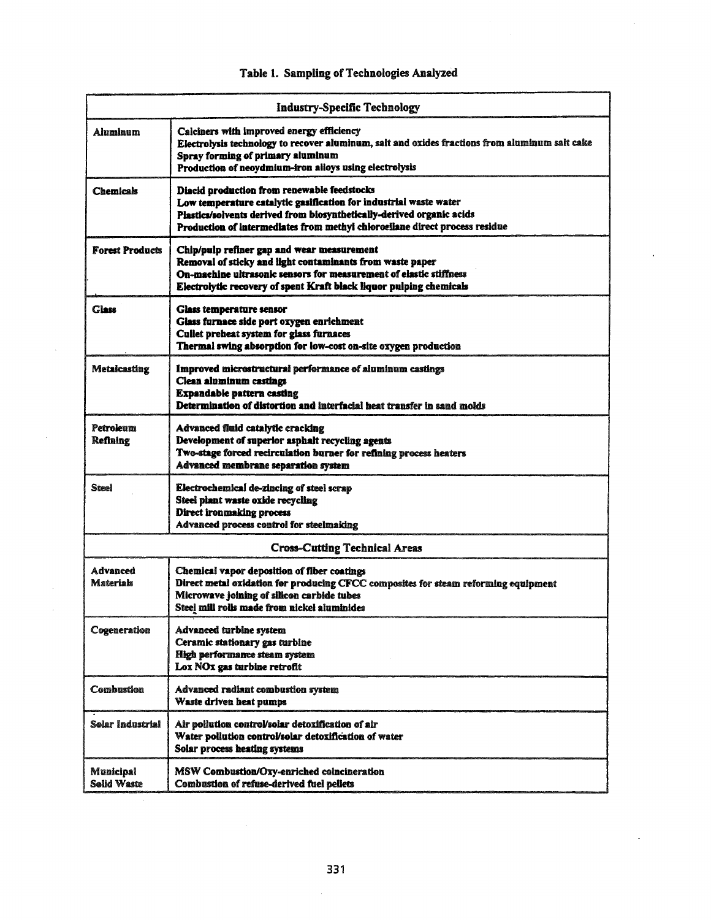Table 1. Sampling of Technologies Analyzed

| Industry-Specific Technology | |
|---|---|
| Aluminum | Calciners with improved energy efficiency<br>Electrolysis technology to recover aluminum, salt and oxides fractions from aluminum salt cake<br>Spray forming of primary aluminum<br>Production of neoydmium-iron alloys using electrolysis |
| Chemicals | Diacid production from renewable feedstocks<br>Low temperature catalytic gasification for industrial waste water<br>Plastics/solvents derived from biosynthetically-derived organic acids<br>Production of intermediates from methyl chlorosilane direct process residue |
| Forest Products | Chip/pulp refiner gap and wear measurement<br>Removal of sticky and light contaminants from waste paper<br>On-machine ultrasonic sensors for measurement of elastic stiffness<br>Electrolytic recovery of spent Kraft black liquor pulping chemicals |
| Glass | Glass temperature sensor<br>Glass furnace side port oxygen enrichment<br>Cullet preheat system for glass furnaces<br>Thermal swing absorption for low-cost on-site oxygen production |
| Metalcasting | Improved microstructural performance of aluminum castings<br>Clean aluminum castings<br>Expandable pattern casting<br>Determination of distortion and interfacial heat transfer in sand molds |
| Petroleum Refining | Advanced fluid catalytic cracking<br>Development of superior asphalt recycling agents<br>Two-stage forced recirculation burner for refining process heaters<br>Advanced membrane separation system |
| Steel | Electrochemical de-zincing of steel scrap<br>Steel plant waste oxide recycling<br>Direct ironmaking process<br>Advanced process control for steelmaking |
| **Cross-Cutting Technical Areas** | |
| Advanced Materials | Chemical vapor deposition of fiber coatings<br>Direct metal oxidation for producing CFCC composites for steam reforming equipment<br>Microwave joining of silicon carbide tubes<br>Steel mill rolls made from nickel aluminides |
| Cogeneration | Advanced turbine system<br>Ceramic stationary gas turbine<br>High performance steam system<br>Lox NOx gas turbine retrofit |
| Combustion | Advanced radiant combustion system<br>Waste driven heat pumps |
| Solar Industrial | Air pollution control/solar detoxification of air<br>Water pollution control/solar detoxification of water<br>Solar process heating systems |
| Municipal Solid Waste | MSW Combustion/Oxy-enriched coincineration<br>Combustion of refuse-derived fuel pellets |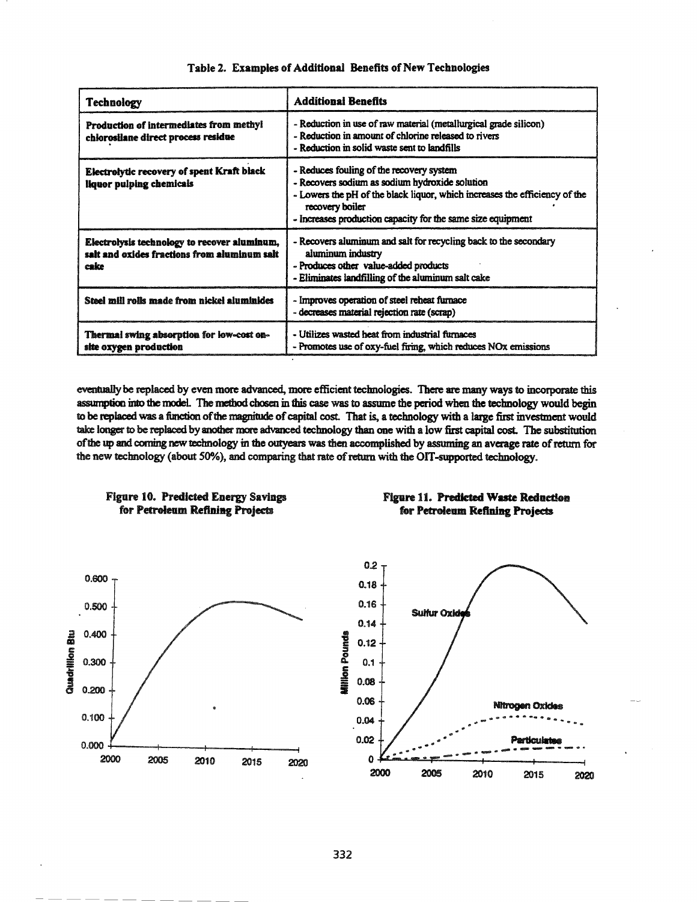**Table 2. Examples of Additional Benefits of New Technologies**

| Technology | Additional Benefits |
| --- | --- |
| **Production of intermediates from methyl chlorosilane direct process residue** | - Reduction in use of raw material (metallurgical grade silicon)<br>- Reduction in amount of chlorine released to rivers<br>- Reduction in solid waste sent to landfills |
| **Electrolytic recovery of spent Kraft black liquor pulping chemicals** | - Reduces fouling of the recovery system<br>- Recovers sodium as sodium hydroxide solution<br>- Lowers the pH of the black liquor, which increases the efficiency of the recovery boiler<br>- Increases production capacity for the same size equipment |
| **Electrolysis technology to recover aluminum, salt and oxides fractions from aluminum salt cake** | - Recovers aluminum and salt for recycling back to the secondary aluminum industry<br>- Produces other value-added products<br>- Eliminates landfilling of the aluminum salt cake |
| **Steel mill rolls made from nickel aluminides** | - Improves operation of steel reheat furnace<br>- decreases material rejection rate (scrap) |
| **Thermal swing absorption for low-cost on-site oxygen production** | - Utilizes wasted heat from industrial furnaces<br>- Promotes use of oxy-fuel firing, which reduces NOx emissions |

eventually be replaced by even more advanced, more efficient technologies. There are many ways to incorporate this assumption into the model. The method chosen in this case was to assume the period when the technology would begin to be replaced was a function of the magnitude of capital cost. That is, a technology with a large first investment would take longer to be replaced by another more advanced technology than one with a low first capital cost. The substitution of the up and coming new technology in the outyears was then accomplished by assuming an average rate of return for the new technology (about 50%), and comparing that rate of return with the OIT-supported technology.

**Figure 10. Predicted Energy Savings for Petroleum Refining Projects**

**Figure 11. Predicted Waste Reduction for Petroleum Refining Projects**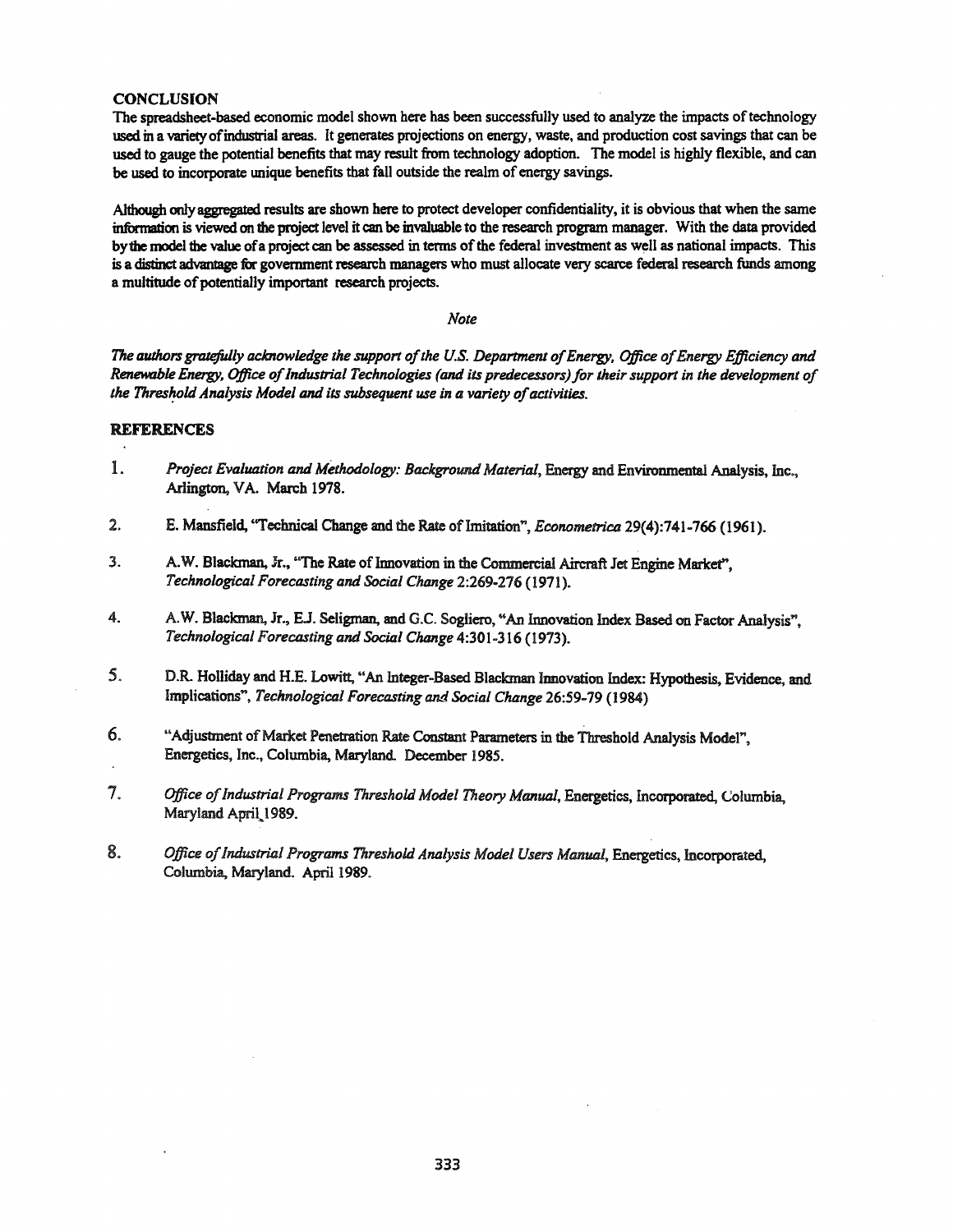## CONCLUSION

The spreadsheet-based economic model shown here has been successfully used to analyze the impacts of technology used in a variety of industrial areas. It generates projections on energy, waste, and production cost savings that can be used to gauge the potential benefits that may result from technology adoption. The model is highly flexible, and can be used to incorporate unique benefits that fall outside the realm of energy savings.

Although only aggregated results are shown here to protect developer confidentiality, it is obvious that when the same information is viewed on the project level it can be invaluable to the research program manager. With the data provided by the model the value of a project can be assessed in terms of the federal investment as well as national impacts. This is a distinct advantage for government research managers who must allocate very scarce federal research funds among a multitude of potentially important research projects.

*Note*

*The authors gratefully acknowledge the support of the U.S. Department of Energy, Office of Energy Efficiency and Renewable Energy, Office of Industrial Technologies (and its predecessors) for their support in the development of the Threshold Analysis Model and its subsequent use in a variety of activities.*

## REFERENCES

1. *Project Evaluation and Methodology: Background Material*, Energy and Environmental Analysis, Inc., Arlington, VA. March 1978.

2. E. Mansfield, "Technical Change and the Rate of Imitation", *Econometrica* 29(4):741-766 (1961).

3. A.W. Blackman, Jr., "The Rate of Innovation in the Commercial Aircraft Jet Engine Market", *Technological Forecasting and Social Change* 2:269-276 (1971).

4. A.W. Blackman, Jr., E.J. Seligman, and G.C. Sogliero, "An Innovation Index Based on Factor Analysis", *Technological Forecasting and Social Change* 4:301-316 (1973).

5. D.R. Holliday and H.E. Lowitt, "An Integer-Based Blackman Innovation Index: Hypothesis, Evidence, and Implications", *Technological Forecasting and Social Change* 26:59-79 (1984)

6. "Adjustment of Market Penetration Rate Constant Parameters in the Threshold Analysis Model", Energetics, Inc., Columbia, Maryland. December 1985.

7. *Office of Industrial Programs Threshold Model Theory Manual*, Energetics, Incorporated, Columbia, Maryland April 1989.

8. *Office of Industrial Programs Threshold Analysis Model Users Manual*, Energetics, Incorporated, Columbia, Maryland. April 1989.